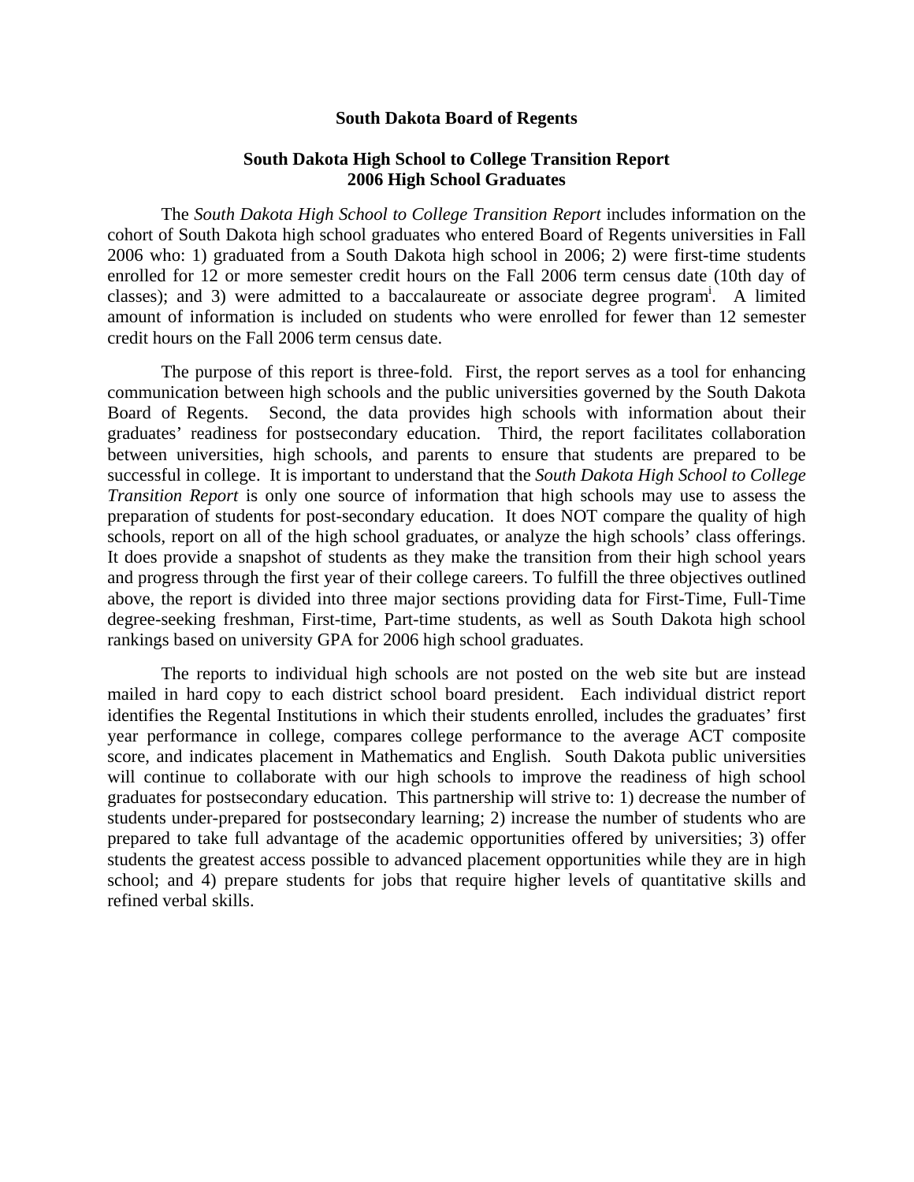## South Dakota Board of Regents

### South Dakota High School to College Transition Report
### 2006 High School Graduates

The *South Dakota High School to College Transition Report* includes information on the cohort of South Dakota high school graduates who entered Board of Regents universities in Fall 2006 who: 1) graduated from a South Dakota high school in 2006; 2) were first-time students enrolled for 12 or more semester credit hours on the Fall 2006 term census date (10th day of classes); and 3) were admitted to a baccalaureate or associate degree program[i]. A limited amount of information is included on students who were enrolled for fewer than 12 semester credit hours on the Fall 2006 term census date.

The purpose of this report is three-fold. First, the report serves as a tool for enhancing communication between high schools and the public universities governed by the South Dakota Board of Regents. Second, the data provides high schools with information about their graduates' readiness for postsecondary education. Third, the report facilitates collaboration between universities, high schools, and parents to ensure that students are prepared to be successful in college. It is important to understand that the *South Dakota High School to College Transition Report* is only one source of information that high schools may use to assess the preparation of students for post-secondary education. It does NOT compare the quality of high schools, report on all of the high school graduates, or analyze the high schools' class offerings. It does provide a snapshot of students as they make the transition from their high school years and progress through the first year of their college careers. To fulfill the three objectives outlined above, the report is divided into three major sections providing data for First-Time, Full-Time degree-seeking freshman, First-time, Part-time students, as well as South Dakota high school rankings based on university GPA for 2006 high school graduates.

The reports to individual high schools are not posted on the web site but are instead mailed in hard copy to each district school board president. Each individual district report identifies the Regental Institutions in which their students enrolled, includes the graduates' first year performance in college, compares college performance to the average ACT composite score, and indicates placement in Mathematics and English. South Dakota public universities will continue to collaborate with our high schools to improve the readiness of high school graduates for postsecondary education. This partnership will strive to: 1) decrease the number of students under-prepared for postsecondary learning; 2) increase the number of students who are prepared to take full advantage of the academic opportunities offered by universities; 3) offer students the greatest access possible to advanced placement opportunities while they are in high school; and 4) prepare students for jobs that require higher levels of quantitative skills and refined verbal skills.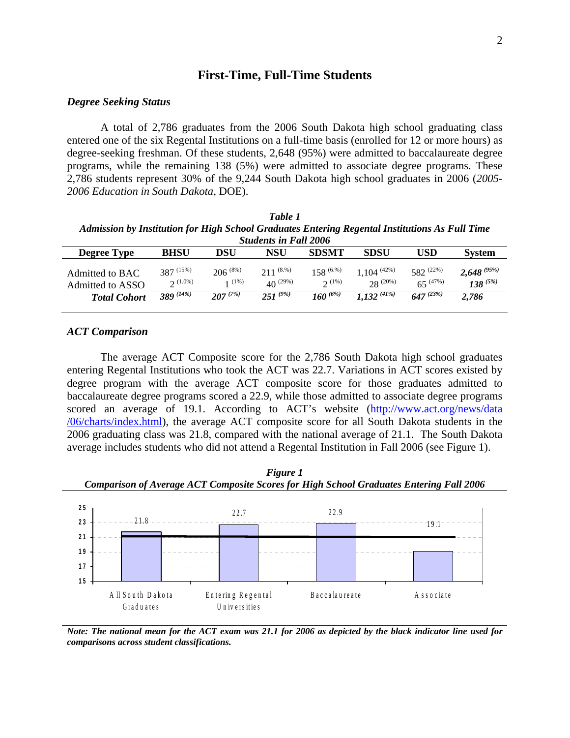# First-Time, Full-Time Students

### *Degree Seeking Status*

A total of 2,786 graduates from the 2006 South Dakota high school graduating class entered one of the six Regental Institutions on a full-time basis (enrolled for 12 or more hours) as degree-seeking freshman. Of these students, 2,648 (95%) were admitted to baccalaureate degree programs, while the remaining 138 (5%) were admitted to associate degree programs. These 2,786 students represent 30% of the 9,244 South Dakota high school graduates in 2006 (*2005-2006 Education in South Dakota,* DOE).

***Table 1***
***Admission by Institution for High School Graduates Entering Regental Institutions As Full Time Students in Fall 2006***

| Degree Type | BHSU | DSU | NSU | SDSMT | SDSU | USD | System |
|---|---|---|---|---|---|---|---|
| Admitted to BAC | 387 (15%) | 206 (8%) | 211 (8.%) | 158 (6.%) | 1,104 (42%) | 582 (22%) | ***2,648 (95%)*** |
| Admitted to ASSO | 2 (1.0%) | 1 (1%) | 40 (29%) | 2 (1%) | 28 (20%) | 65 (47%) | ***138 (5%)*** |
| ***Total Cohort*** | ***389 (14%)*** | ***207 (7%)*** | ***251 (9%)*** | ***160 (6%)*** | ***1,132 (41%)*** | ***647 (23%)*** | ***2,786*** |

### *ACT Comparison*

The average ACT Composite score for the 2,786 South Dakota high school graduates entering Regental Institutions who took the ACT was 22.7. Variations in ACT scores existed by degree program with the average ACT composite score for those graduates admitted to baccalaureate degree programs scored a 22.9, while those admitted to associate degree programs scored an average of 19.1. According to ACT's website (http://www.act.org/news/data/06/charts/index.html), the average ACT composite score for all South Dakota students in the 2006 graduating class was 21.8, compared with the national average of 21.1. The South Dakota average includes students who did not attend a Regental Institution in Fall 2006 (see Figure 1).

***Figure 1***
***Comparison of Average ACT Composite Scores for High School Graduates Entering Fall 2006***

| Category | Average ACT Composite |
|---|---|
| All South Dakota Graduates | 21.8 |
| Entering Regental Universities | 22.7 |
| Baccalaureate | 22.9 |
| Associate | 19.1 |

***Note: The national mean for the ACT exam was 21.1 for 2006 as depicted by the black indicator line used for comparisons across student classifications.***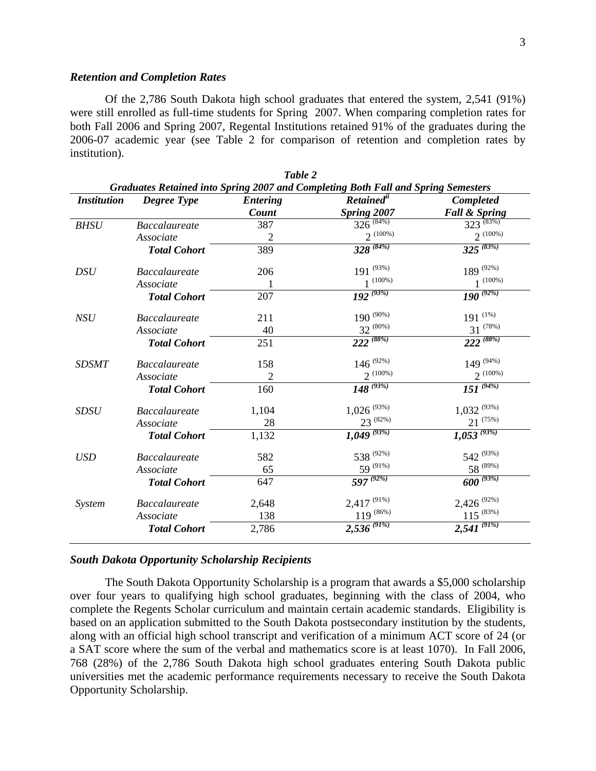### *Retention and Completion Rates*

Of the 2,786 South Dakota high school graduates that entered the system, 2,541 (91%) were still enrolled as full-time students for Spring 2007. When comparing completion rates for both Fall 2006 and Spring 2007, Regental Institutions retained 91% of the graduates during the 2006-07 academic year (see Table 2 for comparison of retention and completion rates by institution).

***Table 2***

***Graduates Retained into Spring 2007 and Completing Both Fall and Spring Semesters***

| *Institution* | *Degree Type* | *Entering Count* | *Retained*[ii] *Spring 2007* | *Completed Fall & Spring* |
|---|---|---|---|---|
| *BHSU* | *Baccalaureate* | 387 | 326 (84%) | 323 (83%) |
| | *Associate* | 2 | 2 (100%) | 2 (100%) |
| | ***Total Cohort*** | 389 | ***328 (84%)*** | ***325 (83%)*** |
| *DSU* | *Baccalaureate* | 206 | 191 (93%) | 189 (92%) |
| | *Associate* | 1 | 1 (100%) | 1 (100%) |
| | ***Total Cohort*** | 207 | ***192 (93%)*** | ***190 (92%)*** |
| *NSU* | *Baccalaureate* | 211 | 190 (90%) | 191 (1%) |
| | *Associate* | 40 | 32 (80%) | 31 (78%) |
| | ***Total Cohort*** | 251 | ***222 (88%)*** | ***222 (88%)*** |
| *SDSMT* | *Baccalaureate* | 158 | 146 (92%) | 149 (94%) |
| | *Associate* | 2 | 2 (100%) | 2 (100%) |
| | ***Total Cohort*** | 160 | ***148 (93%)*** | ***151 (94%)*** |
| *SDSU* | *Baccalaureate* | 1,104 | 1,026 (93%) | 1,032 (93%) |
| | *Associate* | 28 | 23 (82%) | 21 (75%) |
| | ***Total Cohort*** | 1,132 | ***1,049 (93%)*** | ***1,053 (93%)*** |
| *USD* | *Baccalaureate* | 582 | 538 (92%) | 542 (93%) |
| | *Associate* | 65 | 59 (91%) | 58 (89%) |
| | ***Total Cohort*** | 647 | ***597 (92%)*** | ***600 (93%)*** |
| *System* | *Baccalaureate* | 2,648 | 2,417 (91%) | 2,426 (92%) |
| | *Associate* | 138 | 119 (86%) | 115 (83%) |
| | ***Total Cohort*** | 2,786 | ***2,536 (91%)*** | ***2,541 (91%)*** |

### *South Dakota Opportunity Scholarship Recipients*

The South Dakota Opportunity Scholarship is a program that awards a $5,000 scholarship over four years to qualifying high school graduates, beginning with the class of 2004, who complete the Regents Scholar curriculum and maintain certain academic standards. Eligibility is based on an application submitted to the South Dakota postsecondary institution by the students, along with an official high school transcript and verification of a minimum ACT score of 24 (or a SAT score where the sum of the verbal and mathematics score is at least 1070). In Fall 2006, 768 (28%) of the 2,786 South Dakota high school graduates entering South Dakota public universities met the academic performance requirements necessary to receive the South Dakota Opportunity Scholarship.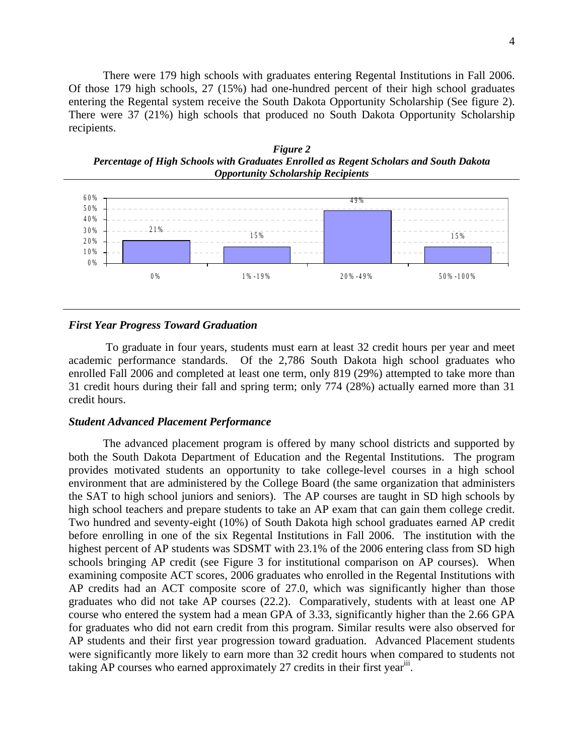There were 179 high schools with graduates entering Regental Institutions in Fall 2006. Of those 179 high schools, 27 (15%) had one-hundred percent of their high school graduates entering the Regental system receive the South Dakota Opportunity Scholarship (See figure 2). There were 37 (21%) high schools that produced no South Dakota Opportunity Scholarship recipients.

***Figure 2***
***Percentage of High Schools with Graduates Enrolled as Regent Scholars and South Dakota Opportunity Scholarship Recipients***

| 0% | 1%-19% | 20%-49% | 50%-100% |
| --- | --- | --- | --- |
| 21% | 15% | 49% | 15% |

### *First Year Progress Toward Graduation*

To graduate in four years, students must earn at least 32 credit hours per year and meet academic performance standards. Of the 2,786 South Dakota high school graduates who enrolled Fall 2006 and completed at least one term, only 819 (29%) attempted to take more than 31 credit hours during their fall and spring term; only 774 (28%) actually earned more than 31 credit hours.

### *Student Advanced Placement Performance*

The advanced placement program is offered by many school districts and supported by both the South Dakota Department of Education and the Regental Institutions. The program provides motivated students an opportunity to take college-level courses in a high school environment that are administered by the College Board (the same organization that administers the SAT to high school juniors and seniors). The AP courses are taught in SD high schools by high school teachers and prepare students to take an AP exam that can gain them college credit. Two hundred and seventy-eight (10%) of South Dakota high school graduates earned AP credit before enrolling in one of the six Regental Institutions in Fall 2006. The institution with the highest percent of AP students was SDSMT with 23.1% of the 2006 entering class from SD high schools bringing AP credit (see Figure 3 for institutional comparison on AP courses). When examining composite ACT scores, 2006 graduates who enrolled in the Regental Institutions with AP credits had an ACT composite score of 27.0, which was significantly higher than those graduates who did not take AP courses (22.2). Comparatively, students with at least one AP course who entered the system had a mean GPA of 3.33, significantly higher than the 2.66 GPA for graduates who did not earn credit from this program. Similar results were also observed for AP students and their first year progression toward graduation. Advanced Placement students were significantly more likely to earn more than 32 credit hours when compared to students not taking AP courses who earned approximately 27 credits in their first year[iii].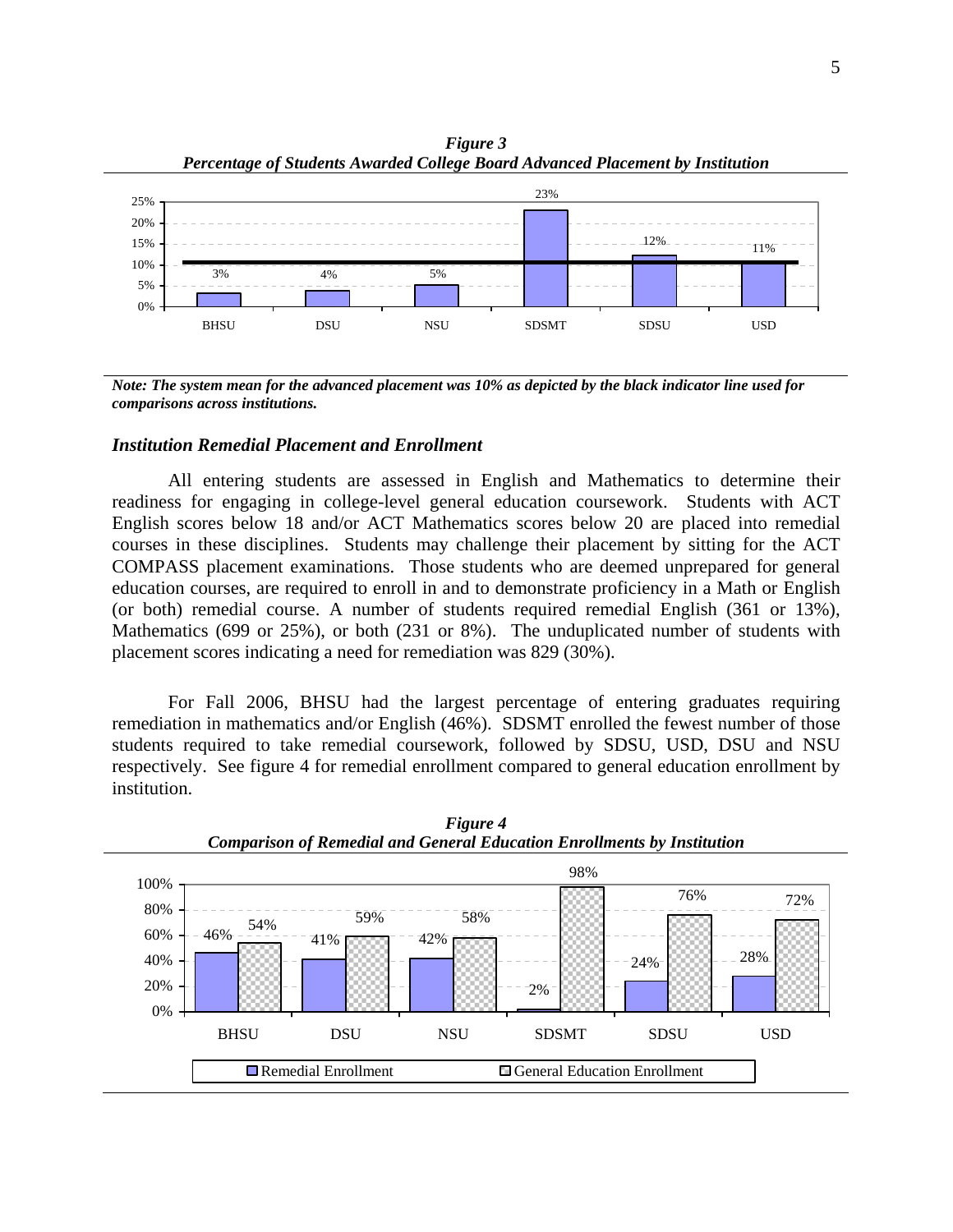*Figure 3*
*Percentage of Students Awarded College Board Advanced Placement by Institution*

| Institution | Advanced Placement |
|---|---|
| BHSU | 3% |
| DSU | 4% |
| NSU | 5% |
| SDSMT | 23% |
| SDSU | 12% |
| USD | 11% |

***Note: The system mean for the advanced placement was 10% as depicted by the black indicator line used for comparisons across institutions.***

### *Institution Remedial Placement and Enrollment*

All entering students are assessed in English and Mathematics to determine their readiness for engaging in college-level general education coursework. Students with ACT English scores below 18 and/or ACT Mathematics scores below 20 are placed into remedial courses in these disciplines. Students may challenge their placement by sitting for the ACT COMPASS placement examinations. Those students who are deemed unprepared for general education courses, are required to enroll in and to demonstrate proficiency in a Math or English (or both) remedial course. A number of students required remedial English (361 or 13%), Mathematics (699 or 25%), or both (231 or 8%). The unduplicated number of students with placement scores indicating a need for remediation was 829 (30%).

For Fall 2006, BHSU had the largest percentage of entering graduates requiring remediation in mathematics and/or English (46%). SDSMT enrolled the fewest number of those students required to take remedial coursework, followed by SDSU, USD, DSU and NSU respectively. See figure 4 for remedial enrollment compared to general education enrollment by institution.

*Figure 4*
*Comparison of Remedial and General Education Enrollments by Institution*

| Institution | Remedial Enrollment | General Education Enrollment |
|---|---|---|
| BHSU | 46% | 54% |
| DSU | 41% | 59% |
| NSU | 42% | 58% |
| SDSMT | 2% | 98% |
| SDSU | 24% | 76% |
| USD | 28% | 72% |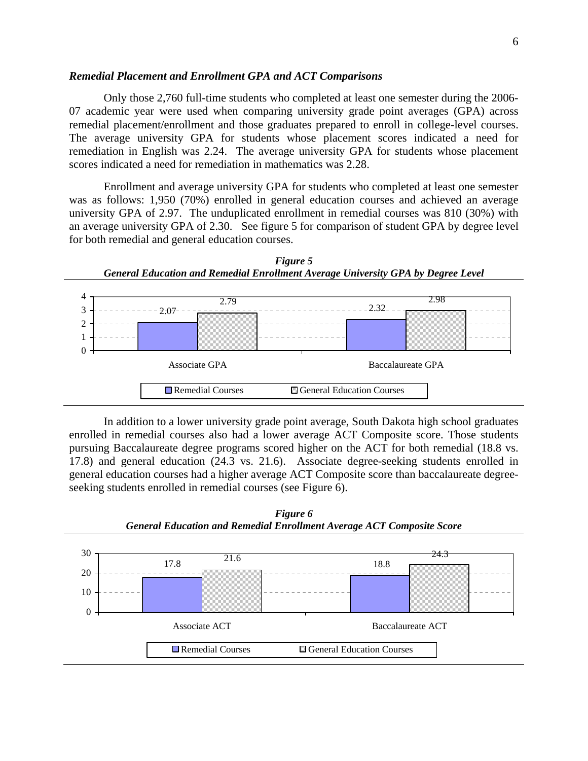### *Remedial Placement and Enrollment GPA and ACT Comparisons*

Only those 2,760 full-time students who completed at least one semester during the 2006-07 academic year were used when comparing university grade point averages (GPA) across remedial placement/enrollment and those graduates prepared to enroll in college-level courses. The average university GPA for students whose placement scores indicated a need for remediation in English was 2.24. The average university GPA for students whose placement scores indicated a need for remediation in mathematics was 2.28.

Enrollment and average university GPA for students who completed at least one semester was as follows: 1,950 (70%) enrolled in general education courses and achieved an average university GPA of 2.97. The unduplicated enrollment in remedial courses was 810 (30%) with an average university GPA of 2.30. See figure 5 for comparison of student GPA by degree level for both remedial and general education courses.

***Figure 5***
***General Education and Remedial Enrollment Average University GPA by Degree Level***

| | Remedial Courses | General Education Courses |
|---|---|---|
| Associate GPA | 2.07 | 2.79 |
| Baccalaureate GPA | 2.32 | 2.98 |

In addition to a lower university grade point average, South Dakota high school graduates enrolled in remedial courses also had a lower average ACT Composite score. Those students pursuing Baccalaureate degree programs scored higher on the ACT for both remedial (18.8 vs. 17.8) and general education (24.3 vs. 21.6). Associate degree-seeking students enrolled in general education courses had a higher average ACT Composite score than baccalaureate degree-seeking students enrolled in remedial courses (see Figure 6).

***Figure 6***
***General Education and Remedial Enrollment Average ACT Composite Score***

| | Remedial Courses | General Education Courses |
|---|---|---|
| Associate ACT | 17.8 | 21.6 |
| Baccalaureate ACT | 18.8 | 24.3 |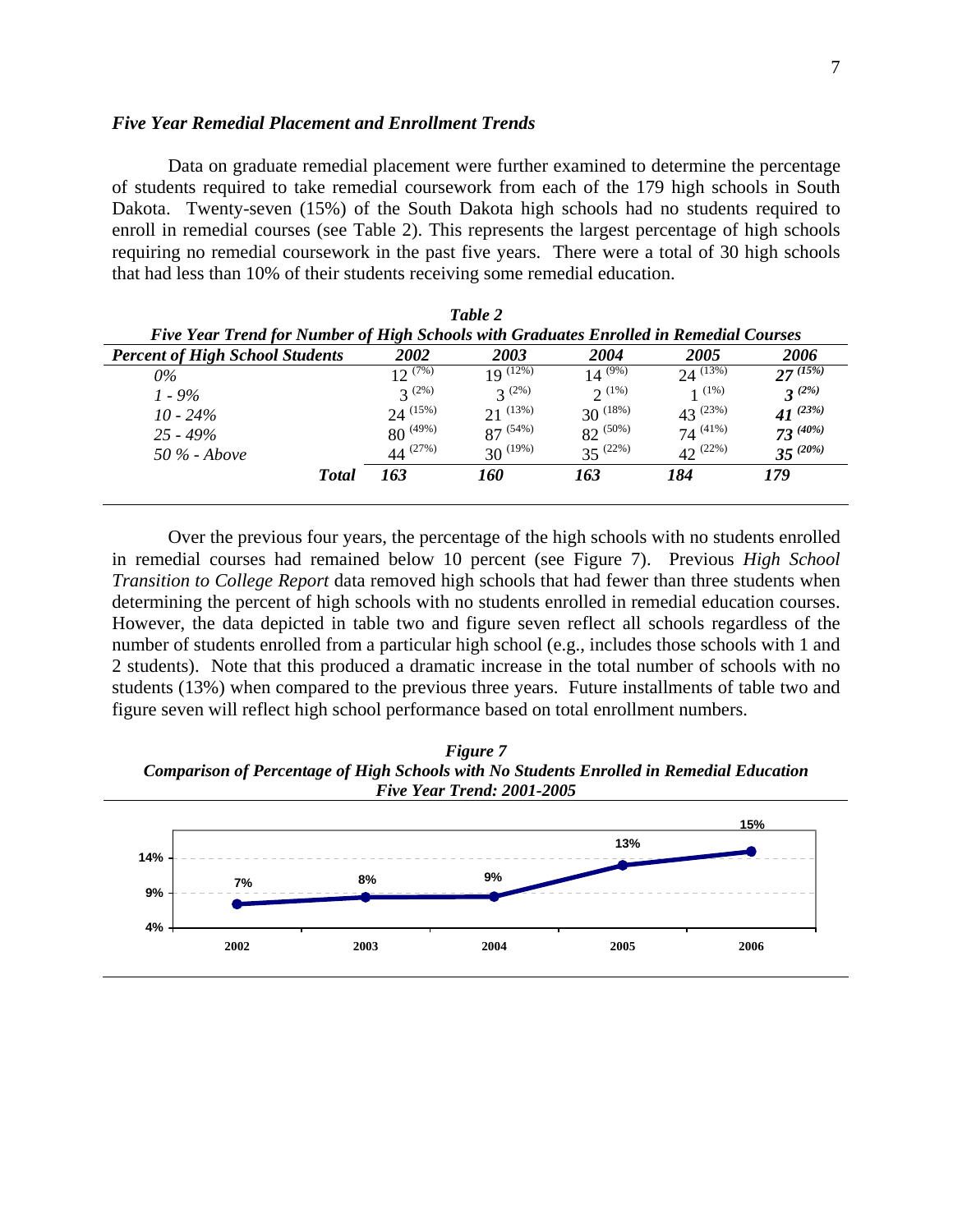### *Five Year Remedial Placement and Enrollment Trends*

Data on graduate remedial placement were further examined to determine the percentage of students required to take remedial coursework from each of the 179 high schools in South Dakota. Twenty-seven (15%) of the South Dakota high schools had no students required to enroll in remedial courses (see Table 2). This represents the largest percentage of high schools requiring no remedial coursework in the past five years. There were a total of 30 high schools that had less than 10% of their students receiving some remedial education.

***Table 2***

***Five Year Trend for Number of High Schools with Graduates Enrolled in Remedial Courses***

| *Percent of High School Students* | *2002* | *2003* | *2004* | *2005* | *2006* |
|---|---|---|---|---|---|
| *0%* | 12 (7%) | 19 (12%) | 14 (9%) | 24 (13%) | ***27 (15%)*** |
| *1 - 9%* | 3 (2%) | 3 (2%) | 2 (1%) | 1 (1%) | ***3 (2%)*** |
| *10 - 24%* | 24 (15%) | 21 (13%) | 30 (18%) | 43 (23%) | ***41 (23%)*** |
| *25 - 49%* | 80 (49%) | 87 (54%) | 82 (50%) | 74 (41%) | ***73 (40%)*** |
| *50 % - Above* | 44 (27%) | 30 (19%) | 35 (22%) | 42 (22%) | ***35 (20%)*** |
| ***Total*** | ***163*** | ***160*** | ***163*** | ***184*** | ***179*** |

Over the previous four years, the percentage of the high schools with no students enrolled in remedial courses had remained below 10 percent (see Figure 7). Previous *High School Transition to College Report* data removed high schools that had fewer than three students when determining the percent of high schools with no students enrolled in remedial education courses. However, the data depicted in table two and figure seven reflect all schools regardless of the number of students enrolled from a particular high school (e.g., includes those schools with 1 and 2 students). Note that this produced a dramatic increase in the total number of schools with no students (13%) when compared to the previous three years. Future installments of table two and figure seven will reflect high school performance based on total enrollment numbers.

***Figure 7***

***Comparison of Percentage of High Schools with No Students Enrolled in Remedial Education***

***Five Year Trend: 2001-2005***

| Year | 2002 | 2003 | 2004 | 2005 | 2006 |
|---|---|---|---|---|---|
| Percentage | 7% | 8% | 9% | 13% | 15% |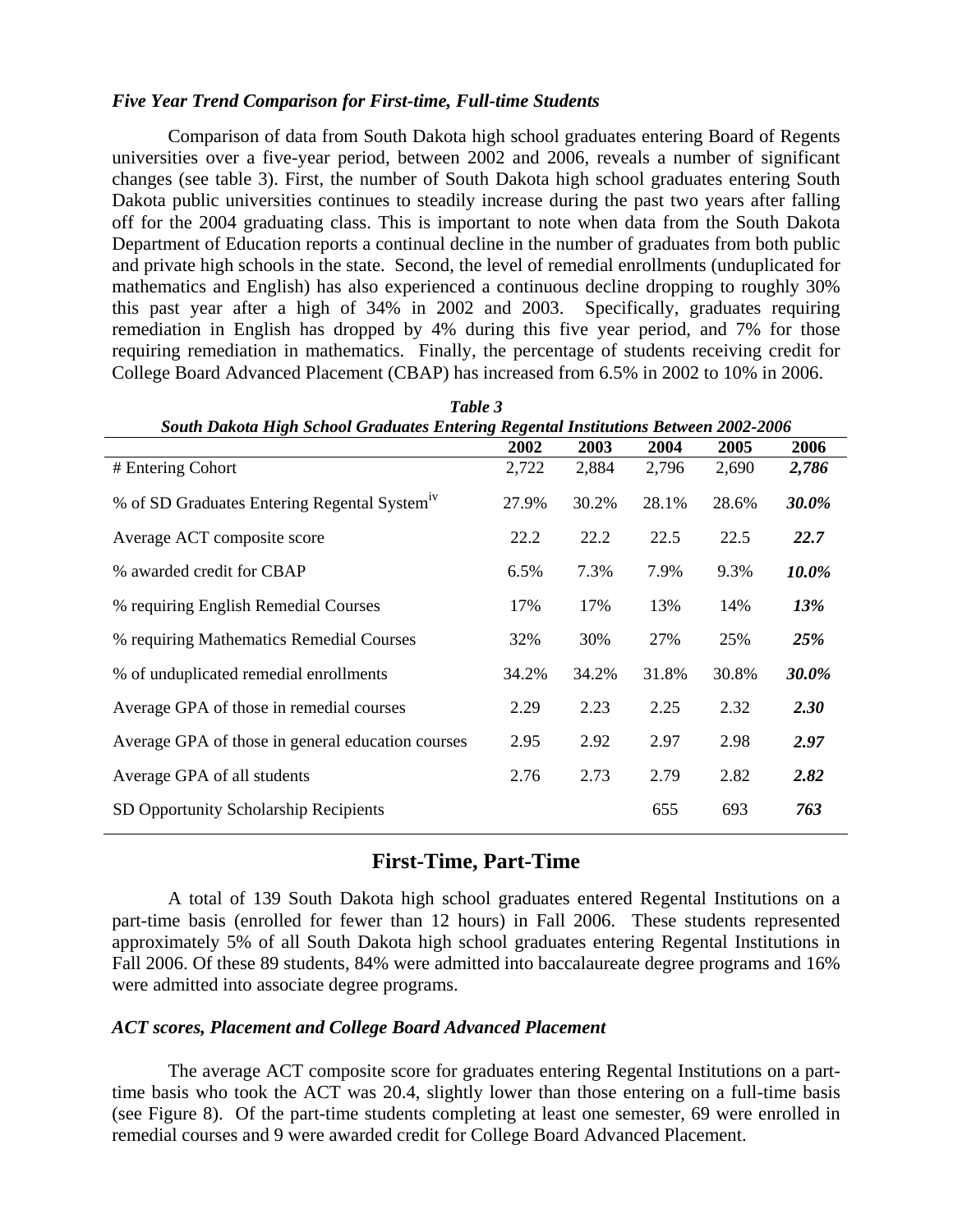### *Five Year Trend Comparison for First-time, Full-time Students*

Comparison of data from South Dakota high school graduates entering Board of Regents universities over a five-year period, between 2002 and 2006, reveals a number of significant changes (see table 3). First, the number of South Dakota high school graduates entering South Dakota public universities continues to steadily increase during the past two years after falling off for the 2004 graduating class. This is important to note when data from the South Dakota Department of Education reports a continual decline in the number of graduates from both public and private high schools in the state. Second, the level of remedial enrollments (unduplicated for mathematics and English) has also experienced a continuous decline dropping to roughly 30% this past year after a high of 34% in 2002 and 2003. Specifically, graduates requiring remediation in English has dropped by 4% during this five year period, and 7% for those requiring remediation in mathematics. Finally, the percentage of students receiving credit for College Board Advanced Placement (CBAP) has increased from 6.5% in 2002 to 10% in 2006.

***Table 3***
***South Dakota High School Graduates Entering Regental Institutions Between 2002-2006***

| | 2002 | 2003 | 2004 | 2005 | 2006 |
|---|---|---|---|---|---|
| # Entering Cohort | 2,722 | 2,884 | 2,796 | 2,690 | ***2,786*** |
| % of SD Graduates Entering Regental System[iv] | 27.9% | 30.2% | 28.1% | 28.6% | ***30.0%*** |
| Average ACT composite score | 22.2 | 22.2 | 22.5 | 22.5 | ***22.7*** |
| % awarded credit for CBAP | 6.5% | 7.3% | 7.9% | 9.3% | ***10.0%*** |
| % requiring English Remedial Courses | 17% | 17% | 13% | 14% | ***13%*** |
| % requiring Mathematics Remedial Courses | 32% | 30% | 27% | 25% | ***25%*** |
| % of unduplicated remedial enrollments | 34.2% | 34.2% | 31.8% | 30.8% | ***30.0%*** |
| Average GPA of those in remedial courses | 2.29 | 2.23 | 2.25 | 2.32 | ***2.30*** |
| Average GPA of those in general education courses | 2.95 | 2.92 | 2.97 | 2.98 | ***2.97*** |
| Average GPA of all students | 2.76 | 2.73 | 2.79 | 2.82 | ***2.82*** |
| SD Opportunity Scholarship Recipients | | | 655 | 693 | ***763*** |

## First-Time, Part-Time

A total of 139 South Dakota high school graduates entered Regental Institutions on a part-time basis (enrolled for fewer than 12 hours) in Fall 2006. These students represented approximately 5% of all South Dakota high school graduates entering Regental Institutions in Fall 2006. Of these 89 students, 84% were admitted into baccalaureate degree programs and 16% were admitted into associate degree programs.

### *ACT scores, Placement and College Board Advanced Placement*

The average ACT composite score for graduates entering Regental Institutions on a part-time basis who took the ACT was 20.4, slightly lower than those entering on a full-time basis (see Figure 8). Of the part-time students completing at least one semester, 69 were enrolled in remedial courses and 9 were awarded credit for College Board Advanced Placement.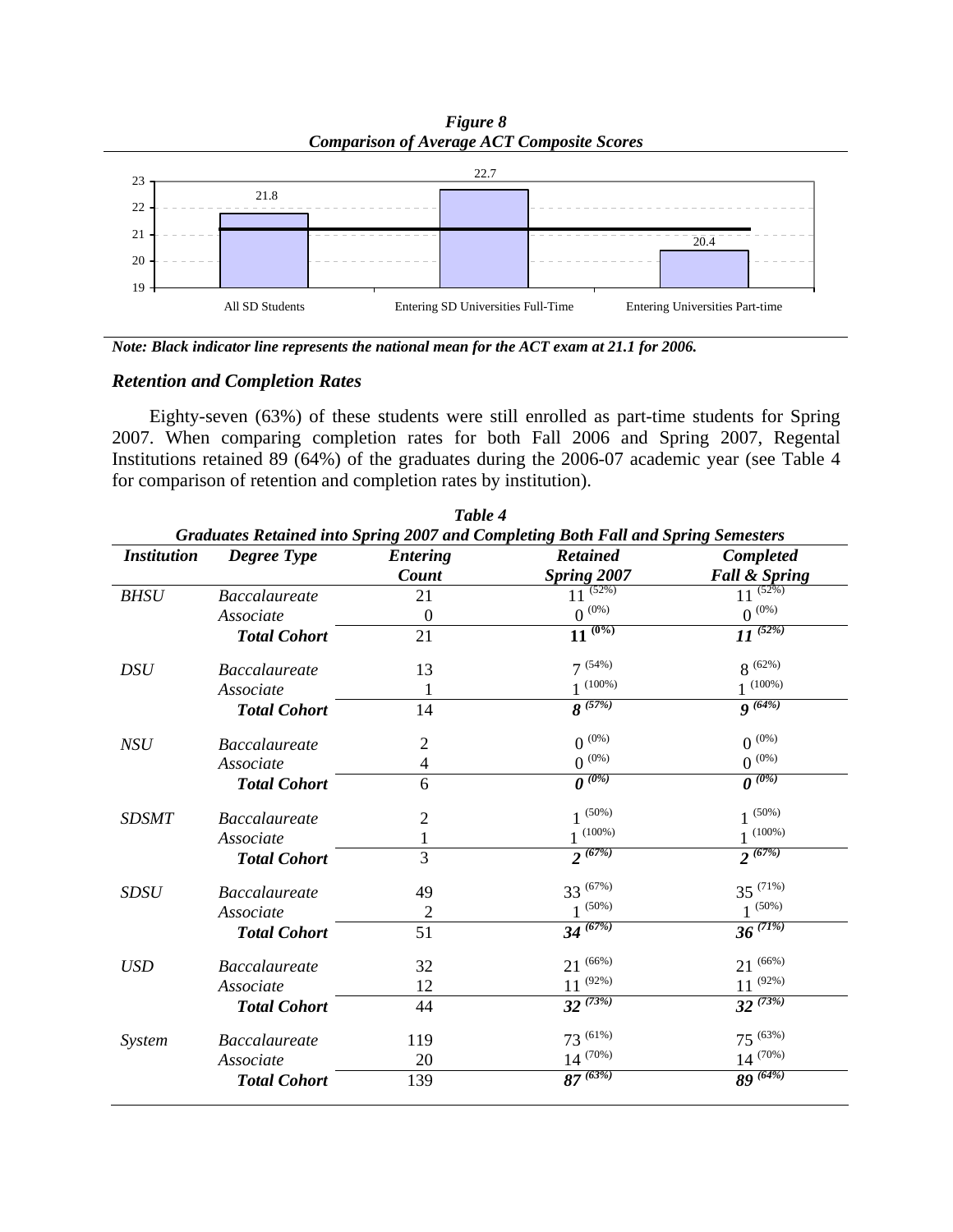*Figure 8*
*Comparison of Average ACT Composite Scores*

| | All SD Students | Entering SD Universities Full-Time | Entering Universities Part-time |
|---|---|---|---|
| Average ACT Composite | 21.8 | 22.7 | 20.4 |

***Note: Black indicator line represents the national mean for the ACT exam at 21.1 for 2006.***

### *Retention and Completion Rates*

Eighty-seven (63%) of these students were still enrolled as part-time students for Spring 2007. When comparing completion rates for both Fall 2006 and Spring 2007, Regental Institutions retained 89 (64%) of the graduates during the 2006-07 academic year (see Table 4 for comparison of retention and completion rates by institution).

***Table 4***
***Graduates Retained into Spring 2007 and Completing Both Fall and Spring Semesters***

| *Institution* | *Degree Type* | *Entering Count* | *Retained Spring 2007* | *Completed Fall & Spring* |
|---|---|---|---|---|
| *BHSU* | *Baccalaureate* | 21 | 11 (52%) | 11 (52%) |
| | *Associate* | 0 | 0 (0%) | 0 (0%) |
| | ***Total Cohort*** | 21 | **11 (0%)** | ***11 (52%)*** |
| *DSU* | *Baccalaureate* | 13 | 7 (54%) | 8 (62%) |
| | *Associate* | 1 | 1 (100%) | 1 (100%) |
| | ***Total Cohort*** | 14 | ***8 (57%)*** | ***9 (64%)*** |
| *NSU* | *Baccalaureate* | 2 | 0 (0%) | 0 (0%) |
| | *Associate* | 4 | 0 (0%) | 0 (0%) |
| | ***Total Cohort*** | 6 | ***0 (0%)*** | ***0 (0%)*** |
| *SDSMT* | *Baccalaureate* | 2 | 1 (50%) | 1 (50%) |
| | *Associate* | 1 | 1 (100%) | 1 (100%) |
| | ***Total Cohort*** | 3 | ***2 (67%)*** | ***2 (67%)*** |
| *SDSU* | *Baccalaureate* | 49 | 33 (67%) | 35 (71%) |
| | *Associate* | 2 | 1 (50%) | 1 (50%) |
| | ***Total Cohort*** | 51 | ***34 (67%)*** | ***36 (71%)*** |
| *USD* | *Baccalaureate* | 32 | 21 (66%) | 21 (66%) |
| | *Associate* | 12 | 11 (92%) | 11 (92%) |
| | ***Total Cohort*** | 44 | ***32 (73%)*** | ***32 (73%)*** |
| *System* | *Baccalaureate* | 119 | 73 (61%) | 75 (63%) |
| | *Associate* | 20 | 14 (70%) | 14 (70%) |
| | ***Total Cohort*** | 139 | ***87 (63%)*** | ***89 (64%)*** |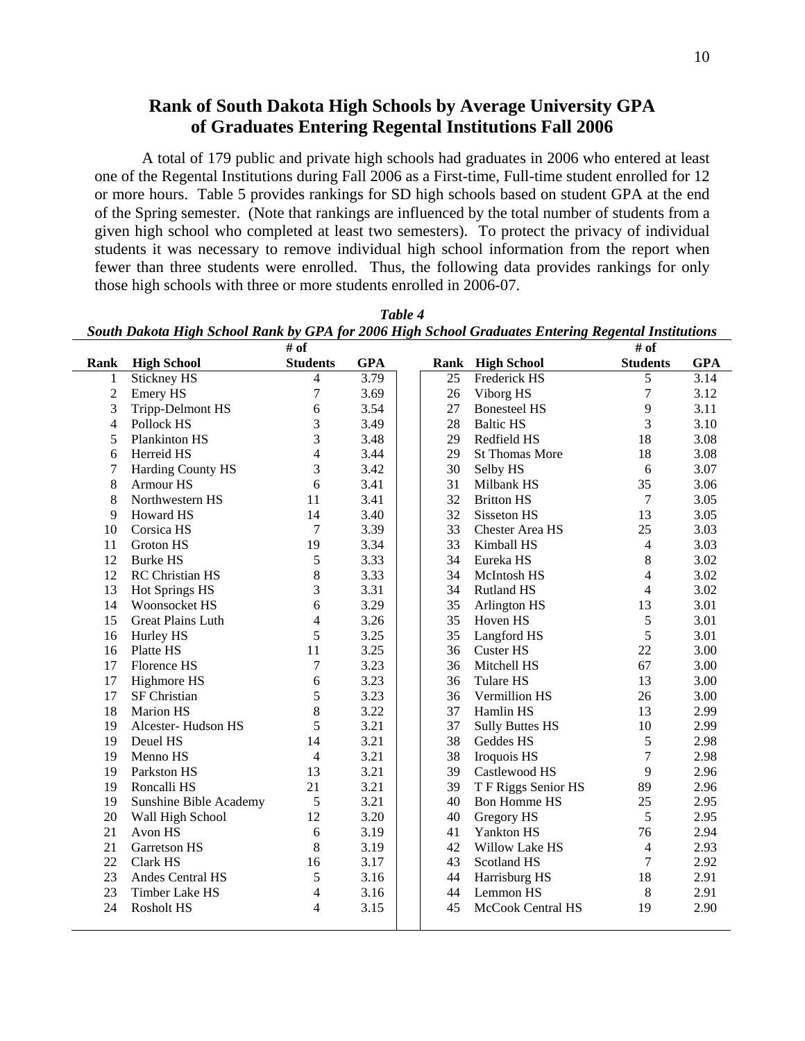## Rank of South Dakota High Schools by Average University GPA of Graduates Entering Regental Institutions Fall 2006

A total of 179 public and private high schools had graduates in 2006 who entered at least one of the Regental Institutions during Fall 2006 as a First-time, Full-time student enrolled for 12 or more hours. Table 5 provides rankings for SD high schools based on student GPA at the end of the Spring semester. (Note that rankings are influenced by the total number of students from a given high school who completed at least two semesters). To protect the privacy of individual students it was necessary to remove individual high school information from the report when fewer than three students were enrolled. Thus, the following data provides rankings for only those high schools with three or more students enrolled in 2006-07.

***Table 4***

***South Dakota High School Rank by GPA for 2006 High School Graduates Entering Regental Institutions***

| Rank | High School | # of Students | GPA | Rank | High School | # of Students | GPA |
|---|---|---|---|---|---|---|---|
| 1 | Stickney HS | 4 | 3.79 | 25 | Frederick HS | 5 | 3.14 |
| 2 | Emery HS | 7 | 3.69 | 26 | Viborg HS | 7 | 3.12 |
| 3 | Tripp-Delmont HS | 6 | 3.54 | 27 | Bonesteel HS | 9 | 3.11 |
| 4 | Pollock HS | 3 | 3.49 | 28 | Baltic HS | 3 | 3.10 |
| 5 | Plankinton HS | 3 | 3.48 | 29 | Redfield HS | 18 | 3.08 |
| 6 | Herreid HS | 4 | 3.44 | 29 | St Thomas More | 18 | 3.08 |
| 7 | Harding County HS | 3 | 3.42 | 30 | Selby HS | 6 | 3.07 |
| 8 | Armour HS | 6 | 3.41 | 31 | Milbank HS | 35 | 3.06 |
| 8 | Northwestern HS | 11 | 3.41 | 32 | Britton HS | 7 | 3.05 |
| 9 | Howard HS | 14 | 3.40 | 32 | Sisseton HS | 13 | 3.05 |
| 10 | Corsica HS | 7 | 3.39 | 33 | Chester Area HS | 25 | 3.03 |
| 11 | Groton HS | 19 | 3.34 | 33 | Kimball HS | 4 | 3.03 |
| 12 | Burke HS | 5 | 3.33 | 34 | Eureka HS | 8 | 3.02 |
| 12 | RC Christian HS | 8 | 3.33 | 34 | McIntosh HS | 4 | 3.02 |
| 13 | Hot Springs HS | 3 | 3.31 | 34 | Rutland HS | 4 | 3.02 |
| 14 | Woonsocket HS | 6 | 3.29 | 35 | Arlington HS | 13 | 3.01 |
| 15 | Great Plains Luth | 4 | 3.26 | 35 | Hoven HS | 5 | 3.01 |
| 16 | Hurley HS | 5 | 3.25 | 35 | Langford HS | 5 | 3.01 |
| 16 | Platte HS | 11 | 3.25 | 36 | Custer HS | 22 | 3.00 |
| 17 | Florence HS | 7 | 3.23 | 36 | Mitchell HS | 67 | 3.00 |
| 17 | Highmore HS | 6 | 3.23 | 36 | Tulare HS | 13 | 3.00 |
| 17 | SF Christian | 5 | 3.23 | 36 | Vermillion HS | 26 | 3.00 |
| 18 | Marion HS | 8 | 3.22 | 37 | Hamlin HS | 13 | 2.99 |
| 19 | Alcester- Hudson HS | 5 | 3.21 | 37 | Sully Buttes HS | 10 | 2.99 |
| 19 | Deuel HS | 14 | 3.21 | 38 | Geddes HS | 5 | 2.98 |
| 19 | Menno HS | 4 | 3.21 | 38 | Iroquois HS | 7 | 2.98 |
| 19 | Parkston HS | 13 | 3.21 | 39 | Castlewood HS | 9 | 2.96 |
| 19 | Roncalli HS | 21 | 3.21 | 39 | T F Riggs Senior HS | 89 | 2.96 |
| 19 | Sunshine Bible Academy | 5 | 3.21 | 40 | Bon Homme HS | 25 | 2.95 |
| 20 | Wall High School | 12 | 3.20 | 40 | Gregory HS | 5 | 2.95 |
| 21 | Avon HS | 6 | 3.19 | 41 | Yankton HS | 76 | 2.94 |
| 21 | Garretson HS | 8 | 3.19 | 42 | Willow Lake HS | 4 | 2.93 |
| 22 | Clark HS | 16 | 3.17 | 43 | Scotland HS | 7 | 2.92 |
| 23 | Andes Central HS | 5 | 3.16 | 44 | Harrisburg HS | 18 | 2.91 |
| 23 | Timber Lake HS | 4 | 3.16 | 44 | Lemmon HS | 8 | 2.91 |
| 24 | Rosholt HS | 4 | 3.15 | 45 | McCook Central HS | 19 | 2.90 |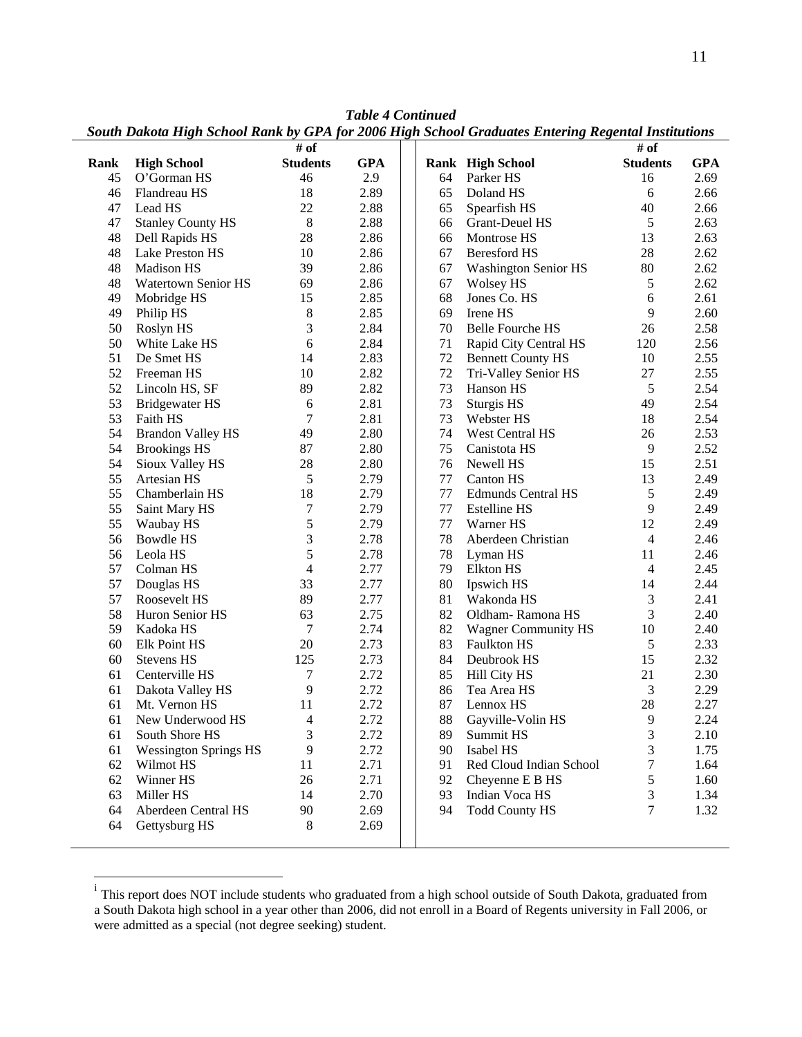***Table 4 Continued***

***South Dakota High School Rank by GPA for 2006 High School Graduates Entering Regental Institutions***

| Rank | High School | # of Students | GPA | Rank | High School | # of Students | GPA |
|---|---|---|---|---|---|---|---|
| 45 | O'Gorman HS | 46 | 2.9 | 64 | Parker HS | 16 | 2.69 |
| 46 | Flandreau HS | 18 | 2.89 | 65 | Doland HS | 6 | 2.66 |
| 47 | Lead HS | 22 | 2.88 | 65 | Spearfish HS | 40 | 2.66 |
| 47 | Stanley County HS | 8 | 2.88 | 66 | Grant-Deuel HS | 5 | 2.63 |
| 48 | Dell Rapids HS | 28 | 2.86 | 66 | Montrose HS | 13 | 2.63 |
| 48 | Lake Preston HS | 10 | 2.86 | 67 | Beresford HS | 28 | 2.62 |
| 48 | Madison HS | 39 | 2.86 | 67 | Washington Senior HS | 80 | 2.62 |
| 48 | Watertown Senior HS | 69 | 2.86 | 67 | Wolsey HS | 5 | 2.62 |
| 49 | Mobridge HS | 15 | 2.85 | 68 | Jones Co. HS | 6 | 2.61 |
| 49 | Philip HS | 8 | 2.85 | 69 | Irene HS | 9 | 2.60 |
| 50 | Roslyn HS | 3 | 2.84 | 70 | Belle Fourche HS | 26 | 2.58 |
| 50 | White Lake HS | 6 | 2.84 | 71 | Rapid City Central HS | 120 | 2.56 |
| 51 | De Smet HS | 14 | 2.83 | 72 | Bennett County HS | 10 | 2.55 |
| 52 | Freeman HS | 10 | 2.82 | 72 | Tri-Valley Senior HS | 27 | 2.55 |
| 52 | Lincoln HS, SF | 89 | 2.82 | 73 | Hanson HS | 5 | 2.54 |
| 53 | Bridgewater HS | 6 | 2.81 | 73 | Sturgis HS | 49 | 2.54 |
| 53 | Faith HS | 7 | 2.81 | 73 | Webster HS | 18 | 2.54 |
| 54 | Brandon Valley HS | 49 | 2.80 | 74 | West Central HS | 26 | 2.53 |
| 54 | Brookings HS | 87 | 2.80 | 75 | Canistota HS | 9 | 2.52 |
| 54 | Sioux Valley HS | 28 | 2.80 | 76 | Newell HS | 15 | 2.51 |
| 55 | Artesian HS | 5 | 2.79 | 77 | Canton HS | 13 | 2.49 |
| 55 | Chamberlain HS | 18 | 2.79 | 77 | Edmunds Central HS | 5 | 2.49 |
| 55 | Saint Mary HS | 7 | 2.79 | 77 | Estelline HS | 9 | 2.49 |
| 55 | Waubay HS | 5 | 2.79 | 77 | Warner HS | 12 | 2.49 |
| 56 | Bowdle HS | 3 | 2.78 | 78 | Aberdeen Christian | 4 | 2.46 |
| 56 | Leola HS | 5 | 2.78 | 78 | Lyman HS | 11 | 2.46 |
| 57 | Colman HS | 4 | 2.77 | 79 | Elkton HS | 4 | 2.45 |
| 57 | Douglas HS | 33 | 2.77 | 80 | Ipswich HS | 14 | 2.44 |
| 57 | Roosevelt HS | 89 | 2.77 | 81 | Wakonda HS | 3 | 2.41 |
| 58 | Huron Senior HS | 63 | 2.75 | 82 | Oldham- Ramona HS | 3 | 2.40 |
| 59 | Kadoka HS | 7 | 2.74 | 82 | Wagner Community HS | 10 | 2.40 |
| 60 | Elk Point HS | 20 | 2.73 | 83 | Faulkton HS | 5 | 2.33 |
| 60 | Stevens HS | 125 | 2.73 | 84 | Deubrook HS | 15 | 2.32 |
| 61 | Centerville HS | 7 | 2.72 | 85 | Hill City HS | 21 | 2.30 |
| 61 | Dakota Valley HS | 9 | 2.72 | 86 | Tea Area HS | 3 | 2.29 |
| 61 | Mt. Vernon HS | 11 | 2.72 | 87 | Lennox HS | 28 | 2.27 |
| 61 | New Underwood HS | 4 | 2.72 | 88 | Gayville-Volin HS | 9 | 2.24 |
| 61 | South Shore HS | 3 | 2.72 | 89 | Summit HS | 3 | 2.10 |
| 61 | Wessington Springs HS | 9 | 2.72 | 90 | Isabel HS | 3 | 1.75 |
| 62 | Wilmot HS | 11 | 2.71 | 91 | Red Cloud Indian School | 7 | 1.64 |
| 62 | Winner HS | 26 | 2.71 | 92 | Cheyenne E B HS | 5 | 1.60 |
| 63 | Miller HS | 14 | 2.70 | 93 | Indian Voca HS | 3 | 1.34 |
| 64 | Aberdeen Central HS | 90 | 2.69 | 94 | Todd County HS | 7 | 1.32 |
| 64 | Gettysburg HS | 8 | 2.69 | | | | |

[i] This report does NOT include students who graduated from a high school outside of South Dakota, graduated from a South Dakota high school in a year other than 2006, did not enroll in a Board of Regents university in Fall 2006, or were admitted as a special (not degree seeking) student.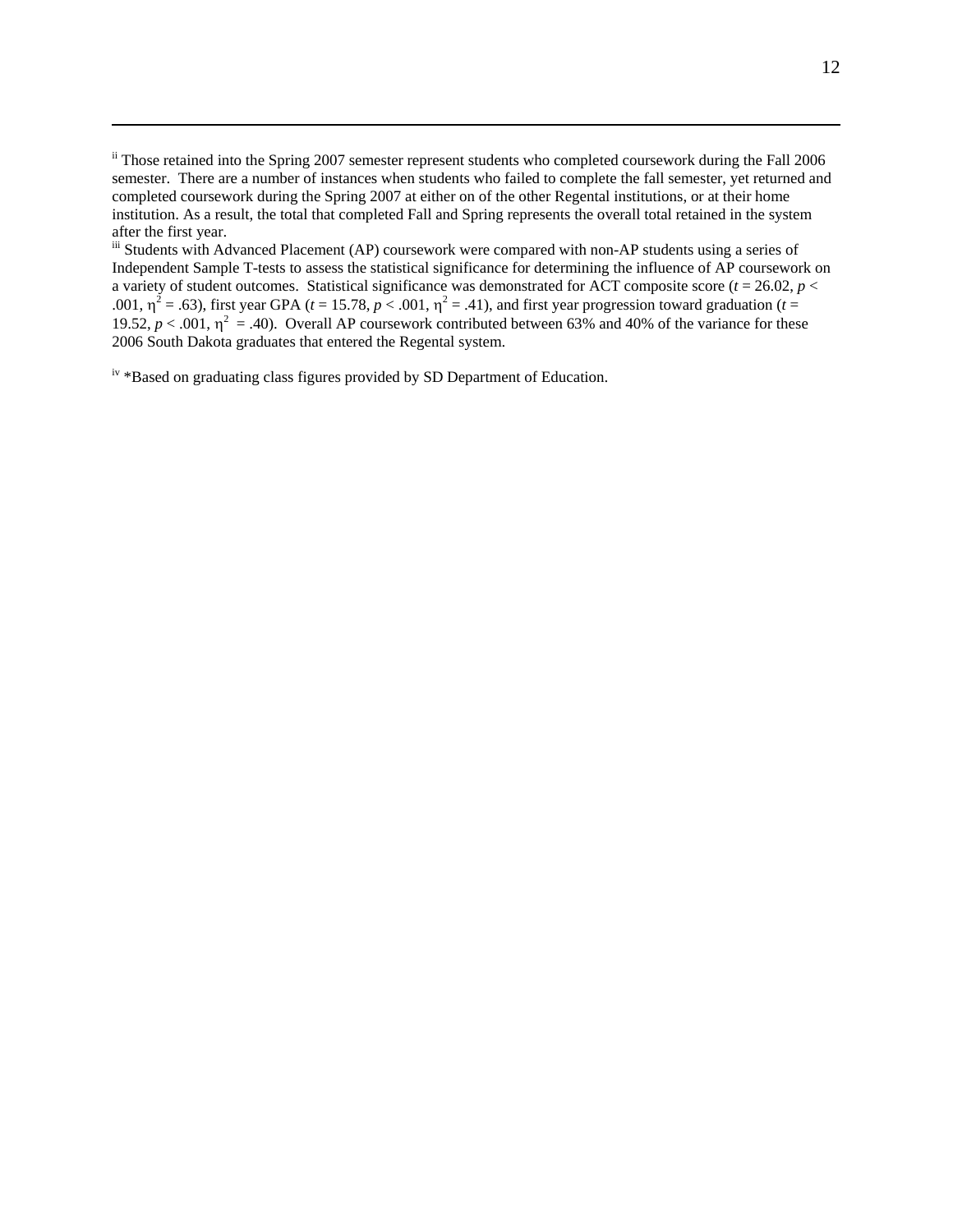---

[ii] Those retained into the Spring 2007 semester represent students who completed coursework during the Fall 2006 semester. There are a number of instances when students who failed to complete the fall semester, yet returned and completed coursework during the Spring 2007 at either on of the other Regental institutions, or at their home institution. As a result, the total that completed Fall and Spring represents the overall total retained in the system after the first year.

[iii] Students with Advanced Placement (AP) coursework were compared with non-AP students using a series of Independent Sample T-tests to assess the statistical significance for determining the influence of AP coursework on a variety of student outcomes. Statistical significance was demonstrated for ACT composite score ($t = 26.02$, $p < .001$, $\eta^2 = .63$), first year GPA ($t = 15.78$, $p < .001$, $\eta^2 = .41$), and first year progression toward graduation ($t = 19.52$, $p < .001$, $\eta^2 = .40$). Overall AP coursework contributed between 63% and 40% of the variance for these 2006 South Dakota graduates that entered the Regental system.

[iv] *Based on graduating class figures provided by SD Department of Education.